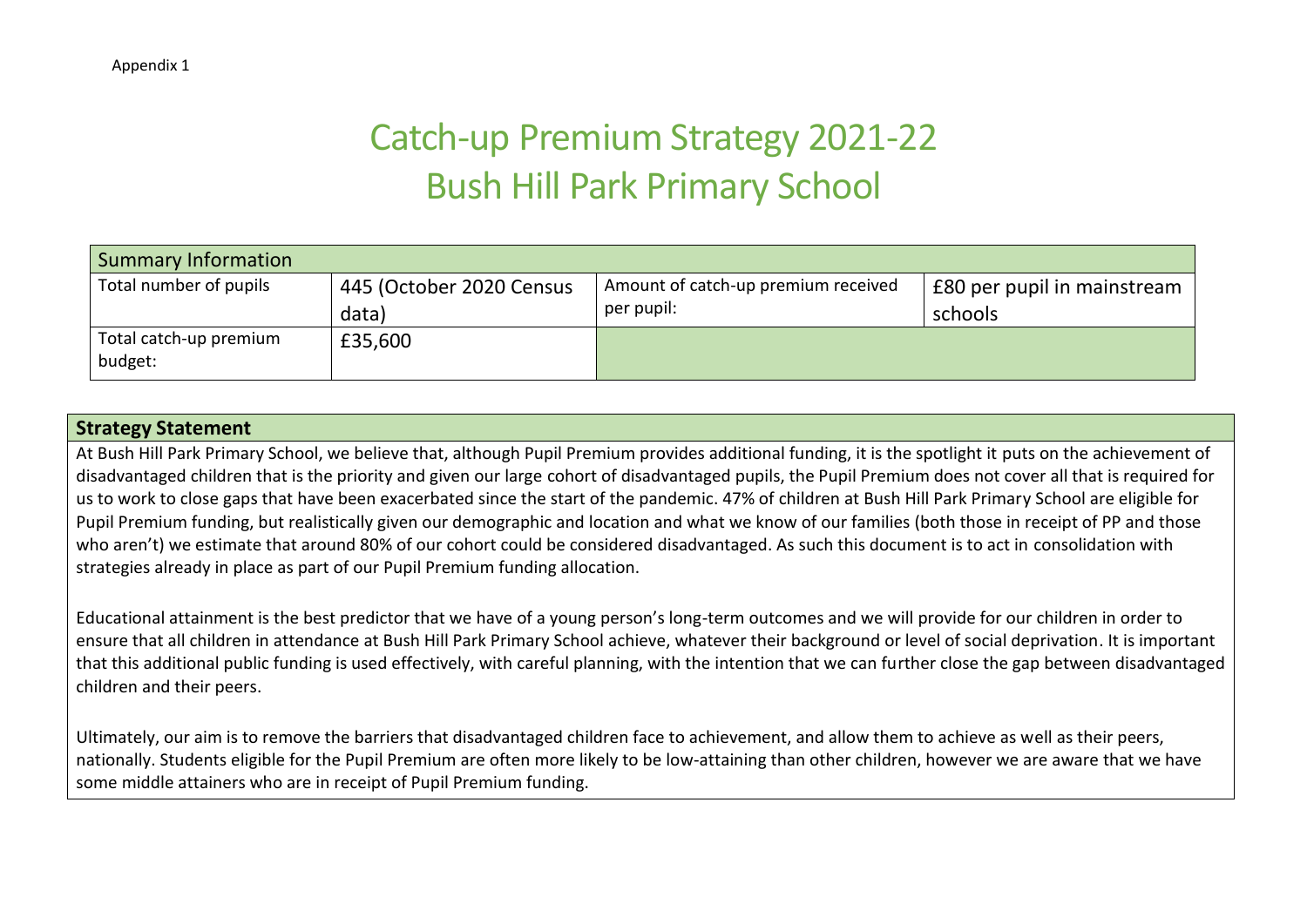Appendix 1

# Catch-up Premium Strategy 2021-22
# Bush Hill Park Primary School

| Summary Information | | | |
|---|---|---|---|
| Total number of pupils | 445 (October 2020 Census data) | Amount of catch-up premium received per pupil: | £80 per pupil in mainstream schools |
| Total catch-up premium budget: | £35,600 | | |

| Strategy Statement |
|---|
| At Bush Hill Park Primary School, we believe that, although Pupil Premium provides additional funding, it is the spotlight it puts on the achievement of disadvantaged children that is the priority and given our large cohort of disadvantaged pupils, the Pupil Premium does not cover all that is required for us to work to close gaps that have been exacerbated since the start of the pandemic. 47% of children at Bush Hill Park Primary School are eligible for Pupil Premium funding, but realistically given our demographic and location and what we know of our families (both those in receipt of PP and those who aren't) we estimate that around 80% of our cohort could be considered disadvantaged. As such this document is to act in consolidation with strategies already in place as part of our Pupil Premium funding allocation.<br><br>Educational attainment is the best predictor that we have of a young person's long-term outcomes and we will provide for our children in order to ensure that all children in attendance at Bush Hill Park Primary School achieve, whatever their background or level of social deprivation. It is important that this additional public funding is used effectively, with careful planning, with the intention that we can further close the gap between disadvantaged children and their peers.<br><br>Ultimately, our aim is to remove the barriers that disadvantaged children face to achievement, and allow them to achieve as well as their peers, nationally. Students eligible for the Pupil Premium are often more likely to be low-attaining than other children, however we are aware that we have some middle attainers who are in receipt of Pupil Premium funding. |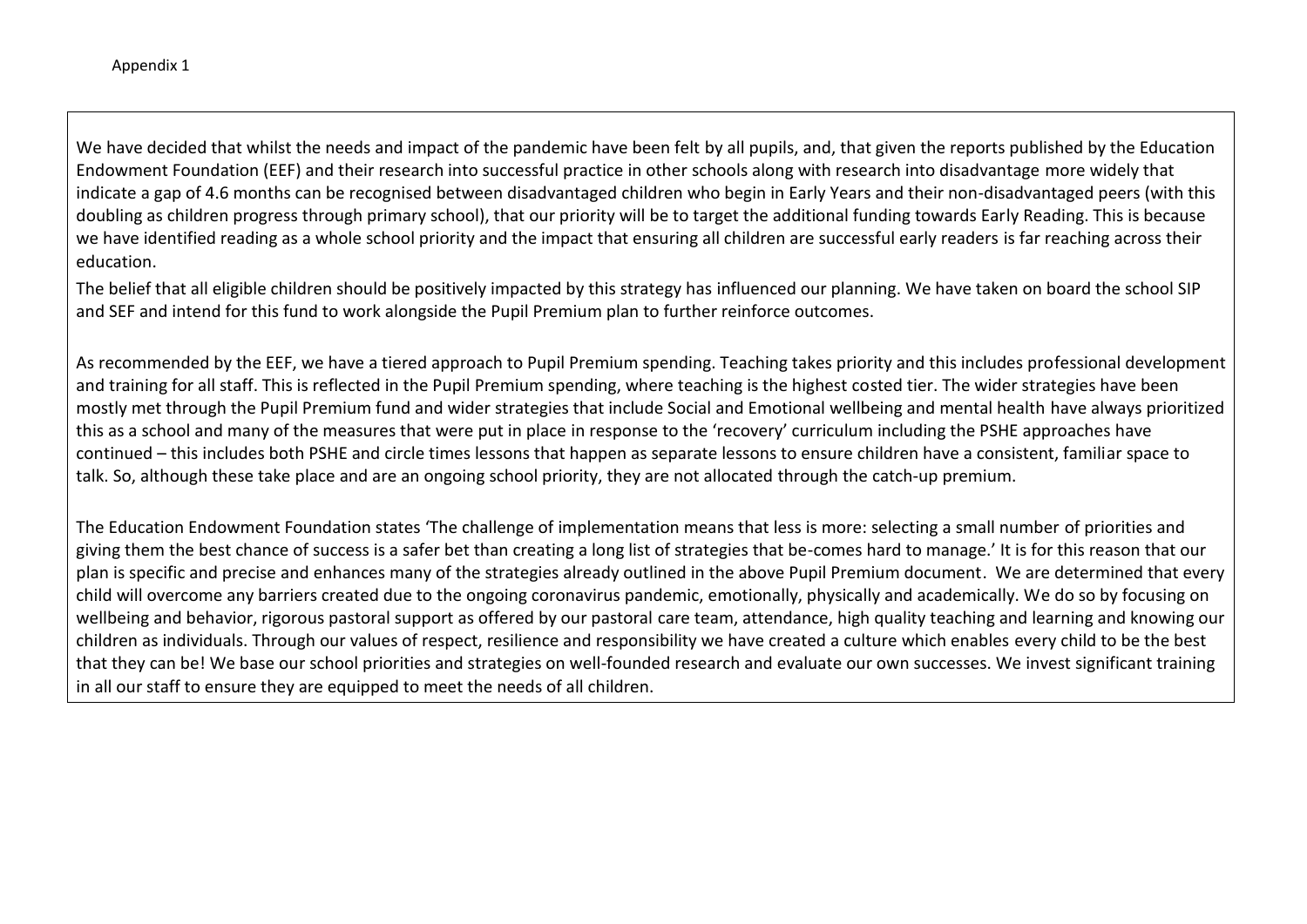Appendix 1

We have decided that whilst the needs and impact of the pandemic have been felt by all pupils, and, that given the reports published by the Education Endowment Foundation (EEF) and their research into successful practice in other schools along with research into disadvantage more widely that indicate a gap of 4.6 months can be recognised between disadvantaged children who begin in Early Years and their non-disadvantaged peers (with this doubling as children progress through primary school), that our priority will be to target the additional funding towards Early Reading. This is because we have identified reading as a whole school priority and the impact that ensuring all children are successful early readers is far reaching across their education.

The belief that all eligible children should be positively impacted by this strategy has influenced our planning. We have taken on board the school SIP and SEF and intend for this fund to work alongside the Pupil Premium plan to further reinforce outcomes.

As recommended by the EEF, we have a tiered approach to Pupil Premium spending. Teaching takes priority and this includes professional development and training for all staff. This is reflected in the Pupil Premium spending, where teaching is the highest costed tier. The wider strategies have been mostly met through the Pupil Premium fund and wider strategies that include Social and Emotional wellbeing and mental health have always prioritized this as a school and many of the measures that were put in place in response to the 'recovery' curriculum including the PSHE approaches have continued – this includes both PSHE and circle times lessons that happen as separate lessons to ensure children have a consistent, familiar space to talk. So, although these take place and are an ongoing school priority, they are not allocated through the catch-up premium.

The Education Endowment Foundation states 'The challenge of implementation means that less is more: selecting a small number of priorities and giving them the best chance of success is a safer bet than creating a long list of strategies that be-comes hard to manage.' It is for this reason that our plan is specific and precise and enhances many of the strategies already outlined in the above Pupil Premium document. We are determined that every child will overcome any barriers created due to the ongoing coronavirus pandemic, emotionally, physically and academically. We do so by focusing on wellbeing and behavior, rigorous pastoral support as offered by our pastoral care team, attendance, high quality teaching and learning and knowing our children as individuals. Through our values of respect, resilience and responsibility we have created a culture which enables every child to be the best that they can be! We base our school priorities and strategies on well-founded research and evaluate our own successes. We invest significant training in all our staff to ensure they are equipped to meet the needs of all children.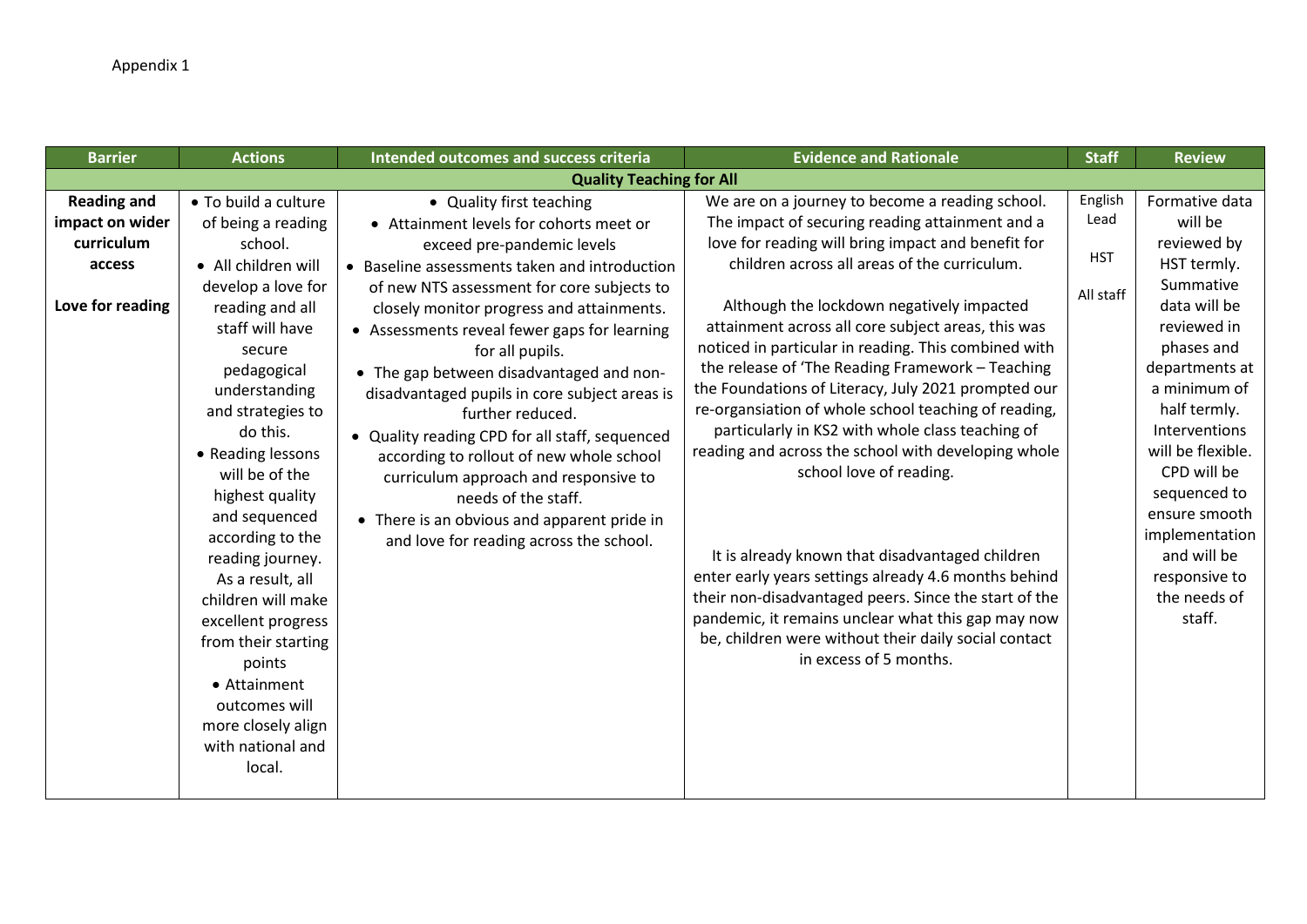Appendix 1

| Barrier | Actions | Intended outcomes and success criteria | Evidence and Rationale | Staff | Review |
|---|---|---|---|---|---|
| **Quality Teaching for All** | | | | | |
| **Reading and impact on wider curriculum access**<br><br>**Love for reading** | • To build a culture of being a reading school.<br>• All children will develop a love for reading and all staff will have secure pedagogical understanding and strategies to do this.<br>• Reading lessons will be of the highest quality and sequenced according to the reading journey. As a result, all children will make excellent progress from their starting points<br>• Attainment outcomes will more closely align with national and local. | • Quality first teaching<br>• Attainment levels for cohorts meet or exceed pre-pandemic levels<br>• Baseline assessments taken and introduction of new NTS assessment for core subjects to closely monitor progress and attainments.<br>• Assessments reveal fewer gaps for learning for all pupils.<br>• The gap between disadvantaged and non-disadvantaged pupils in core subject areas is further reduced.<br>• Quality reading CPD for all staff, sequenced according to rollout of new whole school curriculum approach and responsive to needs of the staff.<br>• There is an obvious and apparent pride in and love for reading across the school. | We are on a journey to become a reading school. The impact of securing reading attainment and a love for reading will bring impact and benefit for children across all areas of the curriculum.<br><br>Although the lockdown negatively impacted attainment across all core subject areas, this was noticed in particular in reading. This combined with the release of 'The Reading Framework – Teaching the Foundations of Literacy, July 2021 prompted our re-organsiation of whole school teaching of reading, particularly in KS2 with whole class teaching of reading and across the school with developing whole school love of reading.<br><br>It is already known that disadvantaged children enter early years settings already 4.6 months behind their non-disadvantaged peers. Since the start of the pandemic, it remains unclear what this gap may now be, children were without their daily social contact in excess of 5 months. | English Lead<br><br>HST<br><br>All staff | Formative data will be reviewed by HST termly. Summative data will be reviewed in phases and departments at a minimum of half termly. Interventions will be flexible. CPD will be sequenced to ensure smooth implementation and will be responsive to the needs of staff. |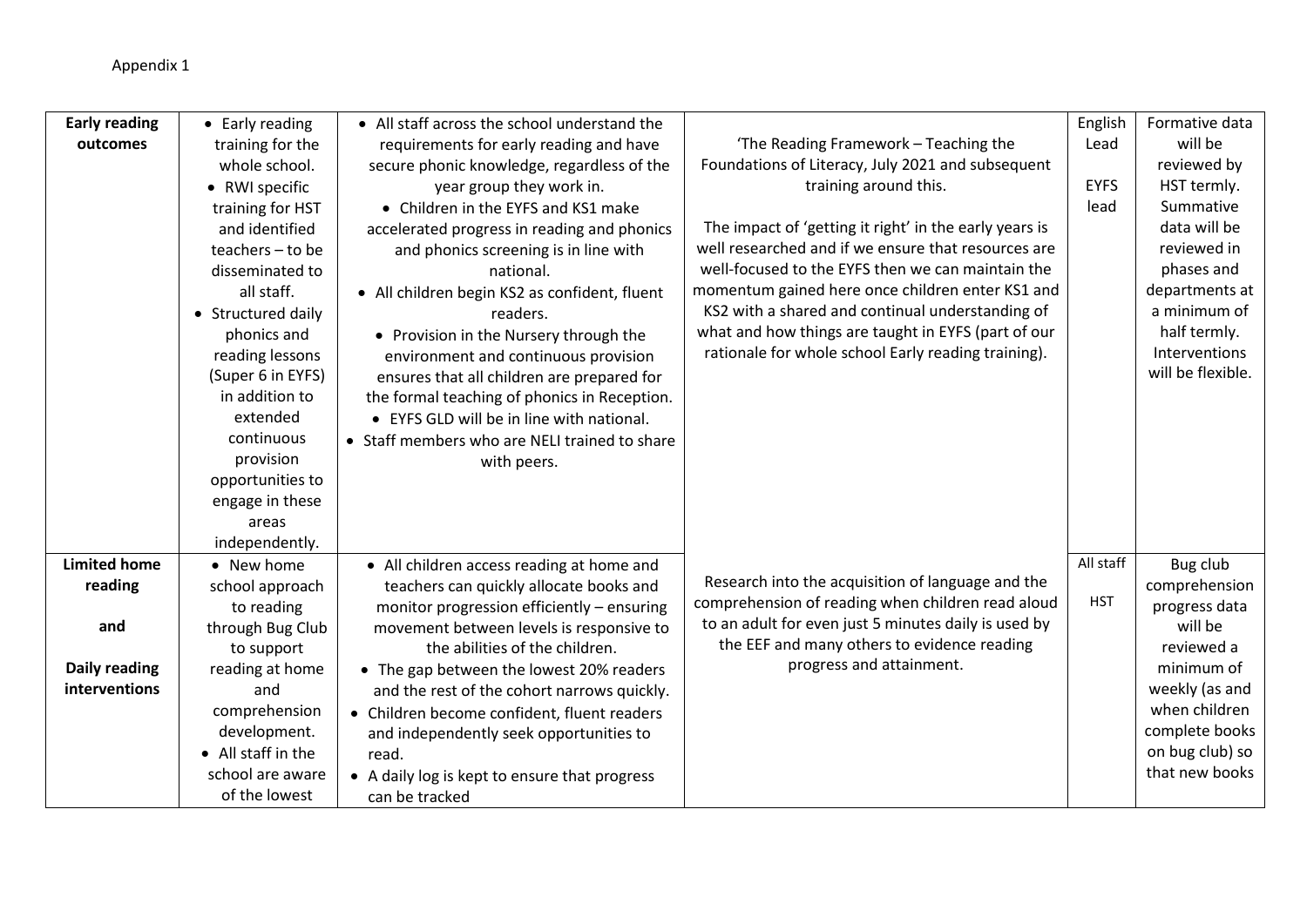Appendix 1

| | | | | | |
|---|---|---|---|---|---|
| **Early reading outcomes** | • Early reading training for the whole school.<br>• RWI specific training for HST and identified teachers – to be disseminated to all staff.<br>• Structured daily phonics and reading lessons (Super 6 in EYFS) in addition to extended continuous provision opportunities to engage in these areas independently. | • All staff across the school understand the requirements for early reading and have secure phonic knowledge, regardless of the year group they work in.<br>• Children in the EYFS and KS1 make accelerated progress in reading and phonics and phonics screening is in line with national.<br>• All children begin KS2 as confident, fluent readers.<br>• Provision in the Nursery through the environment and continuous provision ensures that all children are prepared for the formal teaching of phonics in Reception.<br>• EYFS GLD will be in line with national.<br>• Staff members who are NELI trained to share with peers. | 'The Reading Framework – Teaching the Foundations of Literacy, July 2021 and subsequent training around this.<br><br>The impact of 'getting it right' in the early years is well researched and if we ensure that resources are well-focused to the EYFS then we can maintain the momentum gained here once children enter KS1 and KS2 with a shared and continual understanding of what and how things are taught in EYFS (part of our rationale for whole school Early reading training). | English Lead<br><br>EYFS lead | Formative data will be reviewed by HST termly. Summative data will be reviewed in phases and departments at a minimum of half termly. Interventions will be flexible. |
| **Limited home reading**<br><br>**and**<br><br>**Daily reading interventions** | • New home school approach to reading through Bug Club to support reading at home and comprehension development.<br>• All staff in the school are aware of the lowest | • All children access reading at home and teachers can quickly allocate books and monitor progression efficiently – ensuring movement between levels is responsive to the abilities of the children.<br>• The gap between the lowest 20% readers and the rest of the cohort narrows quickly.<br>• Children become confident, fluent readers and independently seek opportunities to read.<br>• A daily log is kept to ensure that progress can be tracked | Research into the acquisition of language and the comprehension of reading when children read aloud to an adult for even just 5 minutes daily is used by the EEF and many others to evidence reading progress and attainment. | All staff<br><br>HST | Bug club comprehension progress data will be reviewed a minimum of weekly (as and when children complete books on bug club) so that new books |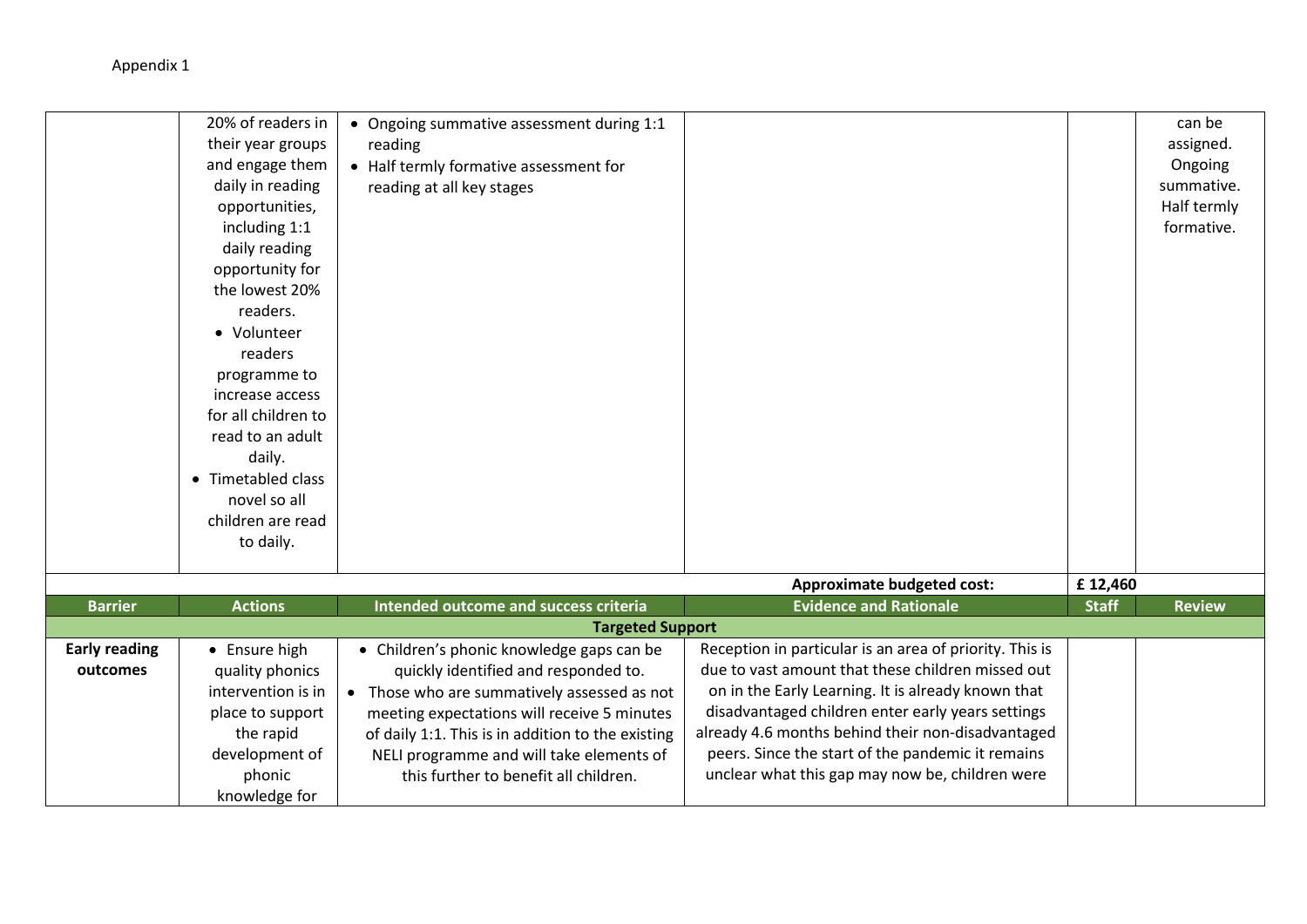Appendix 1

| Barrier | Actions | Intended outcome and success criteria | Evidence and Rationale | Staff | Review |
|---|---|---|---|---|---|
| | 20% of readers in their year groups and engage them daily in reading opportunities, including 1:1 daily reading opportunity for the lowest 20% readers.<br>• Volunteer readers programme to increase access for all children to read to an adult daily.<br>• Timetabled class novel so all children are read to daily. | • Ongoing summative assessment during 1:1 reading<br>• Half termly formative assessment for reading at all key stages | | | can be assigned. Ongoing summative. Half termly formative. |
| | | | **Approximate budgeted cost:** | **£ 12,460** | |
| **Targeted Support** | | | | | |
| **Early reading outcomes** | • Ensure high quality phonics intervention is in place to support the rapid development of phonic knowledge for | • Children's phonic knowledge gaps can be quickly identified and responded to.<br>• Those who are summatively assessed as not meeting expectations will receive 5 minutes of daily 1:1. This is in addition to the existing NELI programme and will take elements of this further to benefit all children. | Reception in particular is an area of priority. This is due to vast amount that these children missed out on in the Early Learning. It is already known that disadvantaged children enter early years settings already 4.6 months behind their non-disadvantaged peers. Since the start of the pandemic it remains unclear what this gap may now be, children were | | |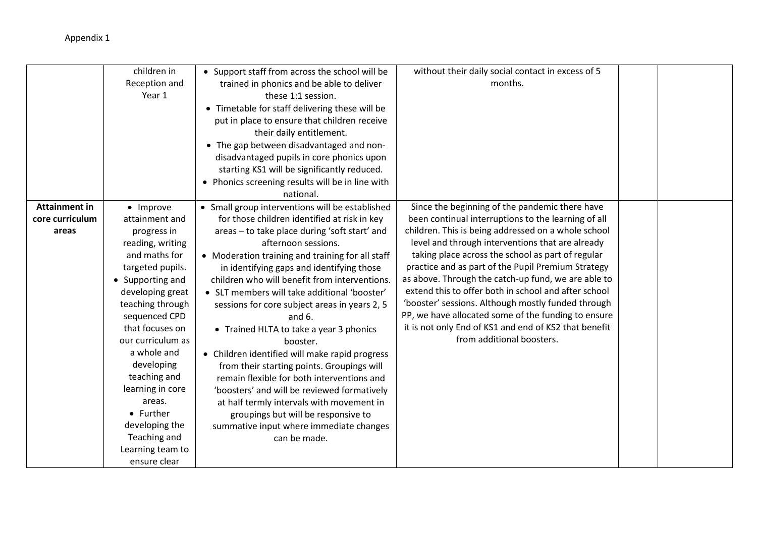Appendix 1

| | | | | | |
|---|---|---|---|---|---|
| | children in Reception and Year 1 | • Support staff from across the school will be trained in phonics and be able to deliver these 1:1 session.<br>• Timetable for staff delivering these will be put in place to ensure that children receive their daily entitlement.<br>• The gap between disadvantaged and non-disadvantaged pupils in core phonics upon starting KS1 will be significantly reduced.<br>• Phonics screening results will be in line with national. | without their daily social contact in excess of 5 months. | | |
| **Attainment in core curriculum areas** | • Improve attainment and progress in reading, writing and maths for targeted pupils.<br>• Supporting and developing great teaching through sequenced CPD that focuses on our curriculum as a whole and developing teaching and learning in core areas.<br>• Further developing the Teaching and Learning team to ensure clear | • Small group interventions will be established for those children identified at risk in key areas – to take place during 'soft start' and afternoon sessions.<br>• Moderation training and training for all staff in identifying gaps and identifying those children who will benefit from interventions.<br>• SLT members will take additional 'booster' sessions for core subject areas in years 2, 5 and 6.<br>• Trained HLTA to take a year 3 phonics booster.<br>• Children identified will make rapid progress from their starting points. Groupings will remain flexible for both interventions and 'boosters' and will be reviewed formatively at half termly intervals with movement in groupings but will be responsive to summative input where immediate changes can be made. | Since the beginning of the pandemic there have been continual interruptions to the learning of all children. This is being addressed on a whole school level and through interventions that are already taking place across the school as part of regular practice and as part of the Pupil Premium Strategy as above. Through the catch-up fund, we are able to extend this to offer both in school and after school 'booster' sessions. Although mostly funded through PP, we have allocated some of the funding to ensure it is not only End of KS1 and end of KS2 that benefit from additional boosters. | | |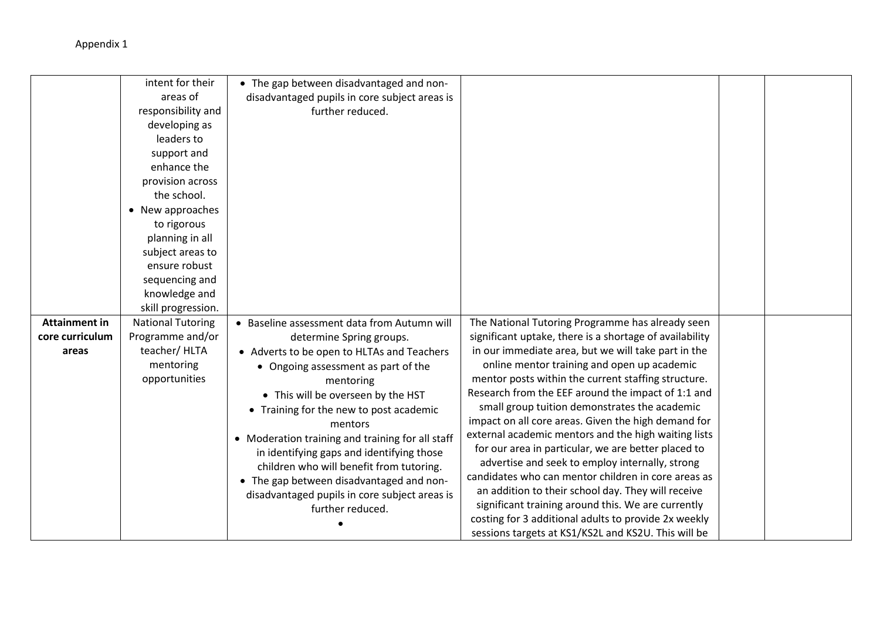Appendix 1

| | | | | | |
|---|---|---|---|---|---|
| | intent for their areas of responsibility and developing as leaders to support and enhance the provision across the school.<br>• New approaches to rigorous planning in all subject areas to ensure robust sequencing and knowledge and skill progression. | • The gap between disadvantaged and non-disadvantaged pupils in core subject areas is further reduced. | | | |
| **Attainment in core curriculum areas** | National Tutoring Programme and/or teacher/ HLTA mentoring opportunities | • Baseline assessment data from Autumn will determine Spring groups.<br>• Adverts to be open to HLTAs and Teachers<br>• Ongoing assessment as part of the mentoring<br>• This will be overseen by the HST<br>• Training for the new to post academic mentors<br>• Moderation training and training for all staff in identifying gaps and identifying those children who will benefit from tutoring.<br>• The gap between disadvantaged and non-disadvantaged pupils in core subject areas is further reduced.<br>• | The National Tutoring Programme has already seen significant uptake, there is a shortage of availability in our immediate area, but we will take part in the online mentor training and open up academic mentor posts within the current staffing structure. Research from the EEF around the impact of 1:1 and small group tuition demonstrates the academic impact on all core areas. Given the high demand for external academic mentors and the high waiting lists for our area in particular, we are better placed to advertise and seek to employ internally, strong candidates who can mentor children in core areas as an addition to their school day. They will receive significant training around this. We are currently costing for 3 additional adults to provide 2x weekly sessions targets at KS1/KS2L and KS2U. This will be | | |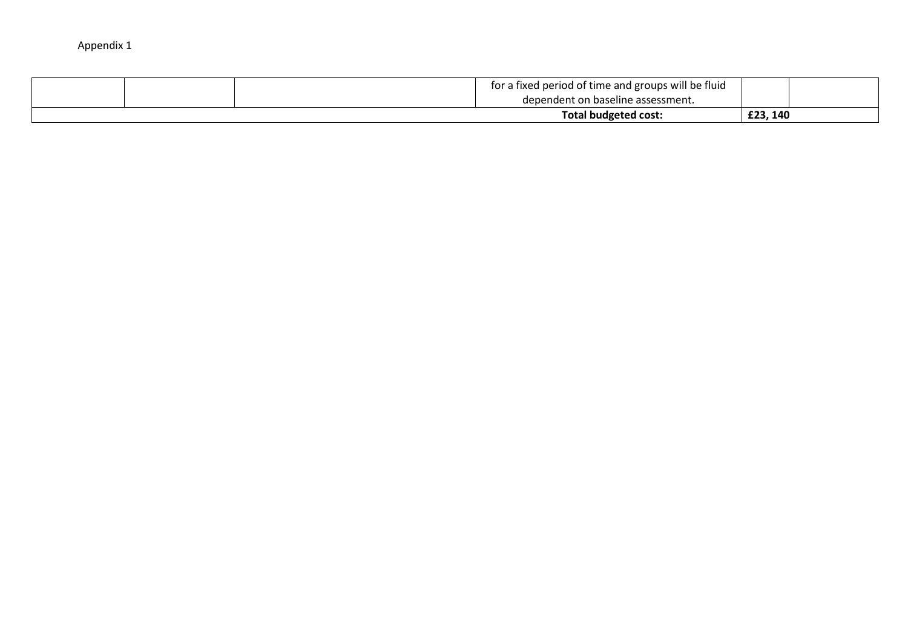Appendix 1

| | | | | | |
|---|---|---|---|---|---|
| | | | for a fixed period of time and groups will be fluid dependent on baseline assessment. | | |
| | | | **Total budgeted cost:** | **£23, 140** | |